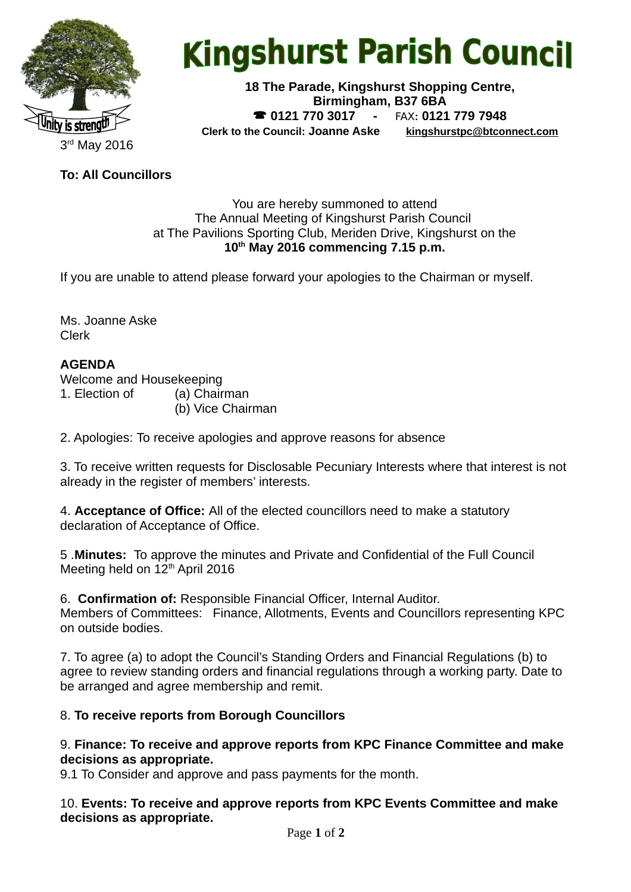# Kingshurst Parish Council

**18 The Parade, Kingshurst Shopping Centre,**
**Birmingham, B37 6BA**
☎ **0121 770 3017 -** FAX**: 0121 779 7948**
**Clerk to the Council: Joanne Aske** **kingshurstpc@btconnect.com**

Unity is strength

3rd May 2016

**To: All Councillors**

You are hereby summoned to attend
The Annual Meeting of Kingshurst Parish Council
at The Pavilions Sporting Club, Meriden Drive, Kingshurst on the
**10th May 2016 commencing 7.15 p.m.**

If you are unable to attend please forward your apologies to the Chairman or myself.

Ms. Joanne Aske
Clerk

**AGENDA**

Welcome and Housekeeping

1. Election of (a) Chairman
   (b) Vice Chairman

2. Apologies: To receive apologies and approve reasons for absence

3. To receive written requests for Disclosable Pecuniary Interests where that interest is not already in the register of members' interests.

4. **Acceptance of Office:** All of the elected councillors need to make a statutory declaration of Acceptance of Office.

5 .**Minutes:** To approve the minutes and Private and Confidential of the Full Council Meeting held on 12th April 2016

6. **Confirmation of:** Responsible Financial Officer, Internal Auditor.
Members of Committees: Finance, Allotments, Events and Councillors representing KPC on outside bodies.

7. To agree (a) to adopt the Council's Standing Orders and Financial Regulations (b) to agree to review standing orders and financial regulations through a working party. Date to be arranged and agree membership and remit.

8. **To receive reports from Borough Councillors**

9. **Finance: To receive and approve reports from KPC Finance Committee and make decisions as appropriate.**
9.1 To Consider and approve and pass payments for the month.

10. **Events: To receive and approve reports from KPC Events Committee and make decisions as appropriate.**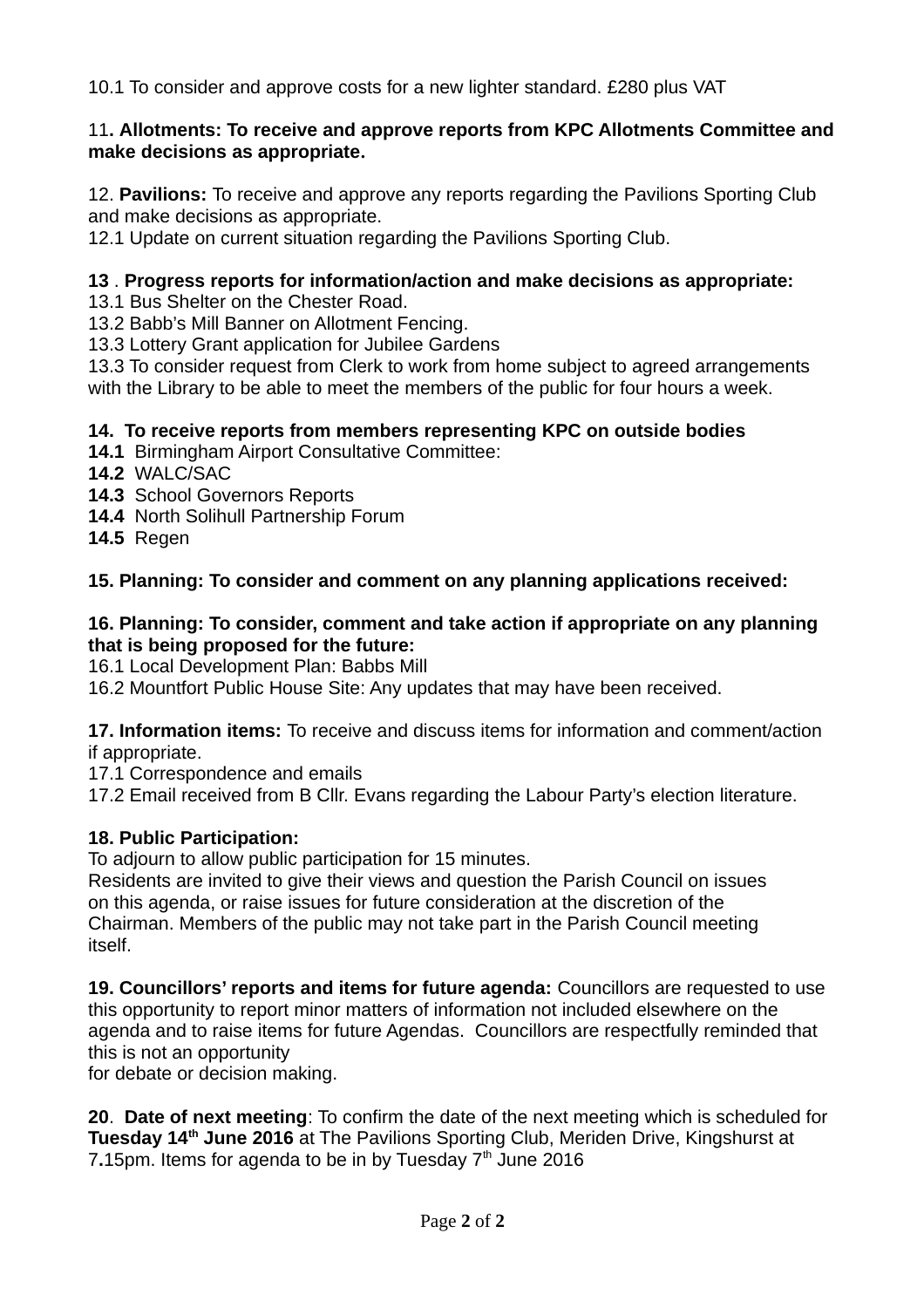10.1 To consider and approve costs for a new lighter standard. £280 plus VAT

11**. Allotments: To receive and approve reports from KPC Allotments Committee and make decisions as appropriate.**

12. **Pavilions:** To receive and approve any reports regarding the Pavilions Sporting Club and make decisions as appropriate.
12.1 Update on current situation regarding the Pavilions Sporting Club.

**13** . **Progress reports for information/action and make decisions as appropriate:**
13.1 Bus Shelter on the Chester Road.
13.2 Babb's Mill Banner on Allotment Fencing.
13.3 Lottery Grant application for Jubilee Gardens
13.3 To consider request from Clerk to work from home subject to agreed arrangements with the Library to be able to meet the members of the public for four hours a week.

**14. To receive reports from members representing KPC on outside bodies**
**14.1** Birmingham Airport Consultative Committee:
**14.2** WALC/SAC
**14.3** School Governors Reports
**14.4** North Solihull Partnership Forum
**14.5** Regen

**15. Planning: To consider and comment on any planning applications received:**

**16. Planning: To consider, comment and take action if appropriate on any planning that is being proposed for the future:**
16.1 Local Development Plan: Babbs Mill
16.2 Mountfort Public House Site: Any updates that may have been received.

**17. Information items:** To receive and discuss items for information and comment/action if appropriate.
17.1 Correspondence and emails
17.2 Email received from B Cllr. Evans regarding the Labour Party's election literature.

**18. Public Participation:**
To adjourn to allow public participation for 15 minutes.
Residents are invited to give their views and question the Parish Council on issues on this agenda, or raise issues for future consideration at the discretion of the Chairman. Members of the public may not take part in the Parish Council meeting itself.

**19. Councillors' reports and items for future agenda:** Councillors are requested to use this opportunity to report minor matters of information not included elsewhere on the agenda and to raise items for future Agendas. Councillors are respectfully reminded that this is not an opportunity
for debate or decision making.

**20**. **Date of next meeting**: To confirm the date of the next meeting which is scheduled for **Tuesday 14th June 2016** at The Pavilions Sporting Club, Meriden Drive, Kingshurst at 7**.**15pm. Items for agenda to be in by Tuesday 7th June 2016